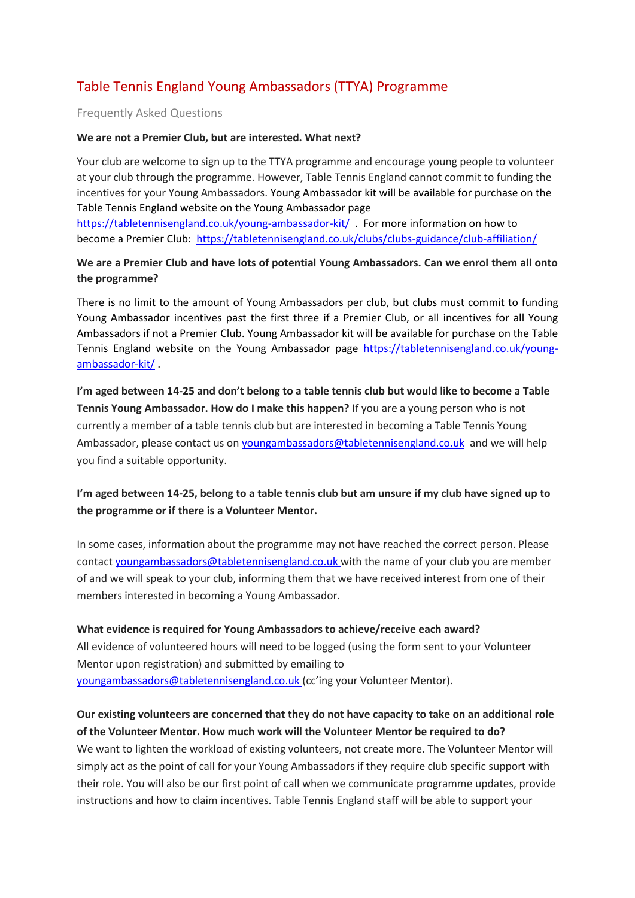// Table Tennis England Young Ambassadors (TTYA) Programme

## Frequently Asked Questions

**We are not a Premier Club, but are interested. What next?**

Your club are welcome to sign up to the TTYA programme and encourage young people to volunteer at your club through the programme. However, Table Tennis England cannot commit to funding the incentives for your Young Ambassadors. Young Ambassador kit will be available for purchase on the Table Tennis England website on the Young Ambassador page https://tabletennisengland.co.uk/young-ambassador-kit/ . For more information on how to become a Premier Club: https://tabletennisengland.co.uk/clubs/clubs-guidance/club-affiliation/

**We are a Premier Club and have lots of potential Young Ambassadors. Can we enrol them all onto the programme?**

There is no limit to the amount of Young Ambassadors per club, but clubs must commit to funding Young Ambassador incentives past the first three if a Premier Club, or all incentives for all Young Ambassadors if not a Premier Club. Young Ambassador kit will be available for purchase on the Table Tennis England website on the Young Ambassador page https://tabletennisengland.co.uk/young-ambassador-kit/ .

**I'm aged between 14-25 and don't belong to a table tennis club but would like to become a Table Tennis Young Ambassador. How do I make this happen?** If you are a young person who is not currently a member of a table tennis club but are interested in becoming a Table Tennis Young Ambassador, please contact us on youngambassadors@tabletennisengland.co.uk and we will help you find a suitable opportunity.

**I'm aged between 14-25, belong to a table tennis club but am unsure if my club have signed up to the programme or if there is a Volunteer Mentor.**

In some cases, information about the programme may not have reached the correct person. Please contact youngambassadors@tabletennisengland.co.uk with the name of your club you are member of and we will speak to your club, informing them that we have received interest from one of their members interested in becoming a Young Ambassador.

**What evidence is required for Young Ambassadors to achieve/receive each award?**
All evidence of volunteered hours will need to be logged (using the form sent to your Volunteer Mentor upon registration) and submitted by emailing to youngambassadors@tabletennisengland.co.uk (cc'ing your Volunteer Mentor).

**Our existing volunteers are concerned that they do not have capacity to take on an additional role of the Volunteer Mentor. How much work will the Volunteer Mentor be required to do?**
We want to lighten the workload of existing volunteers, not create more. The Volunteer Mentor will simply act as the point of call for your Young Ambassadors if they require club specific support with their role. You will also be our first point of call when we communicate programme updates, provide instructions and how to claim incentives. Table Tennis England staff will be able to support your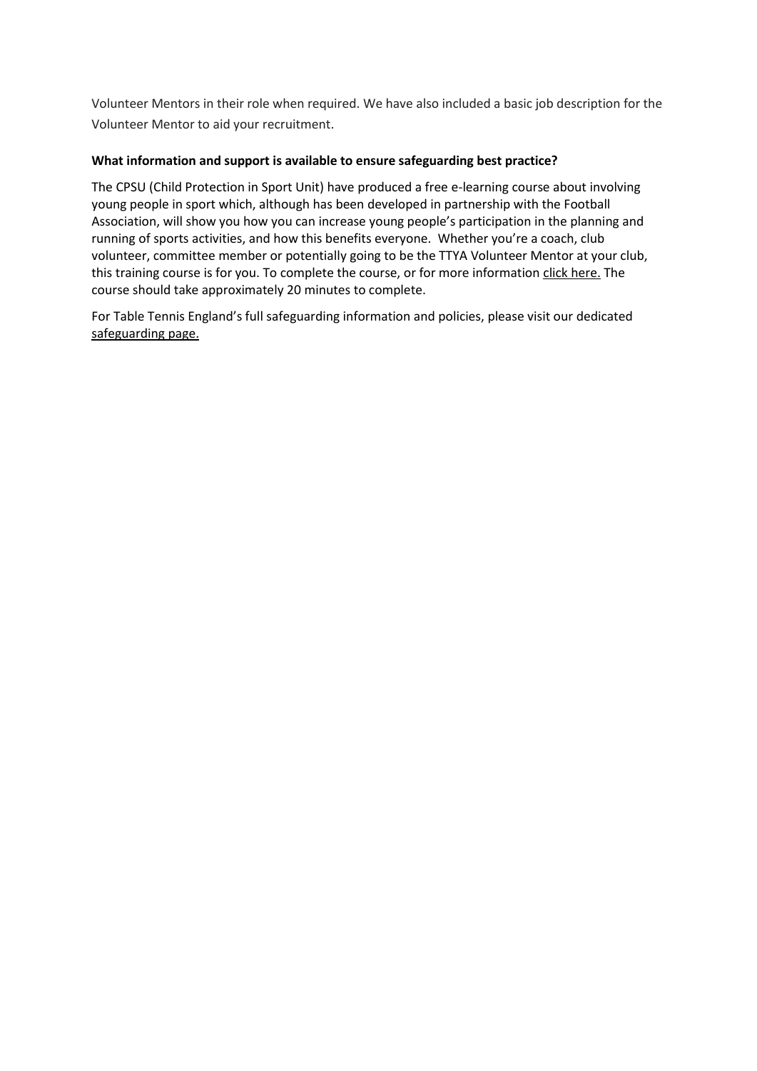Volunteer Mentors in their role when required. We have also included a basic job description for the Volunteer Mentor to aid your recruitment.

**What information and support is available to ensure safeguarding best practice?**

The CPSU (Child Protection in Sport Unit) have produced a free e-learning course about involving young people in sport which, although has been developed in partnership with the Football Association, will show you how you can increase young people's participation in the planning and running of sports activities, and how this benefits everyone. Whether you're a coach, club volunteer, committee member or potentially going to be the TTYA Volunteer Mentor at your club, this training course is for you. To complete the course, or for more information click here. The course should take approximately 20 minutes to complete.

For Table Tennis England's full safeguarding information and policies, please visit our dedicated safeguarding page.